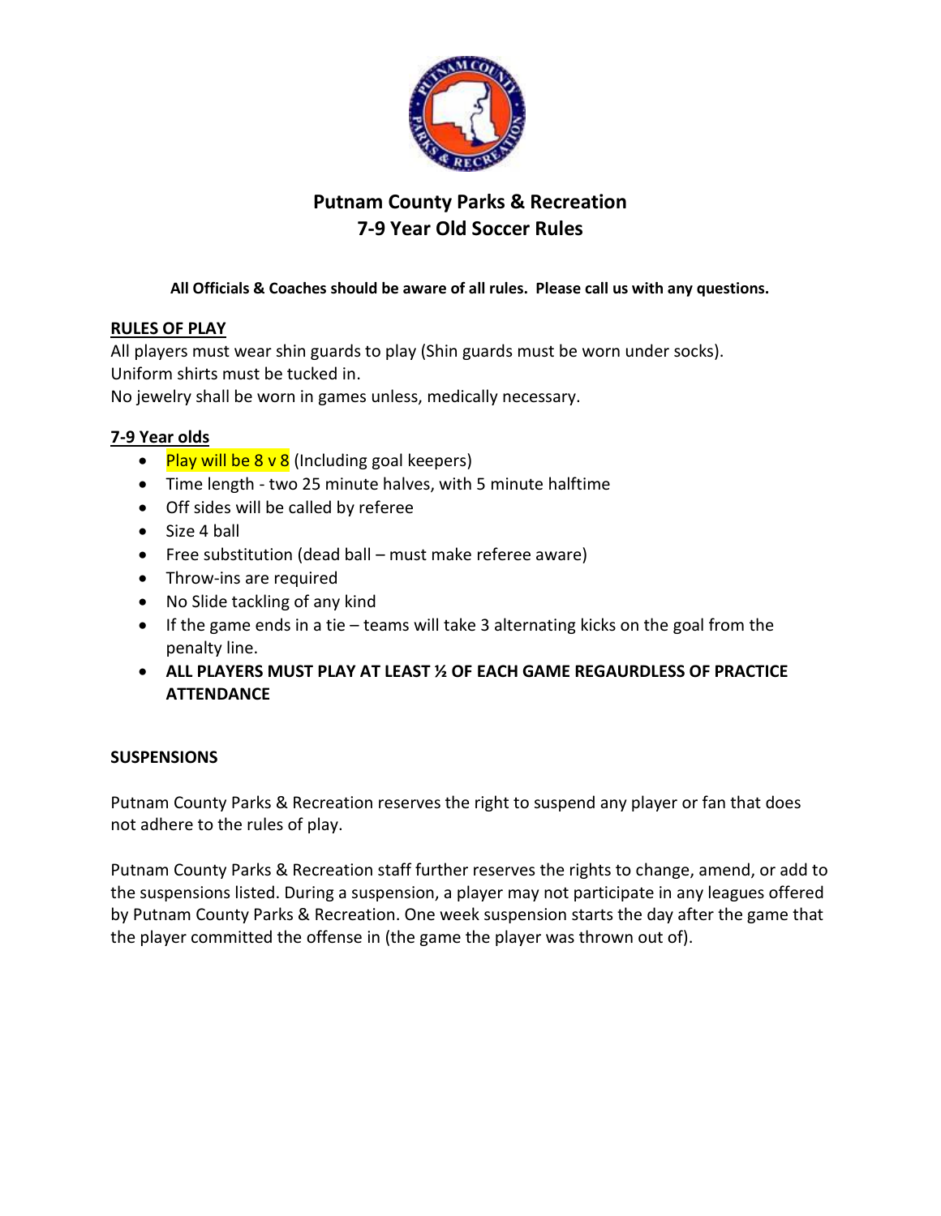# Putnam County Parks & Recreation
# 7-9 Year Old Soccer Rules

**All Officials & Coaches should be aware of all rules. Please call us with any questions.**

**RULES OF PLAY**

All players must wear shin guards to play (Shin guards must be worn under socks).
Uniform shirts must be tucked in.
No jewelry shall be worn in games unless, medically necessary.

**7-9 Year olds**

- Play will be 8 v 8 (Including goal keepers)
- Time length - two 25 minute halves, with 5 minute halftime
- Off sides will be called by referee
- Size 4 ball
- Free substitution (dead ball – must make referee aware)
- Throw-ins are required
- No Slide tackling of any kind
- If the game ends in a tie – teams will take 3 alternating kicks on the goal from the penalty line.
- **ALL PLAYERS MUST PLAY AT LEAST ½ OF EACH GAME REGAURDLESS OF PRACTICE ATTENDANCE**

**SUSPENSIONS**

Putnam County Parks & Recreation reserves the right to suspend any player or fan that does not adhere to the rules of play.

Putnam County Parks & Recreation staff further reserves the rights to change, amend, or add to the suspensions listed. During a suspension, a player may not participate in any leagues offered by Putnam County Parks & Recreation. One week suspension starts the day after the game that the player committed the offense in (the game the player was thrown out of).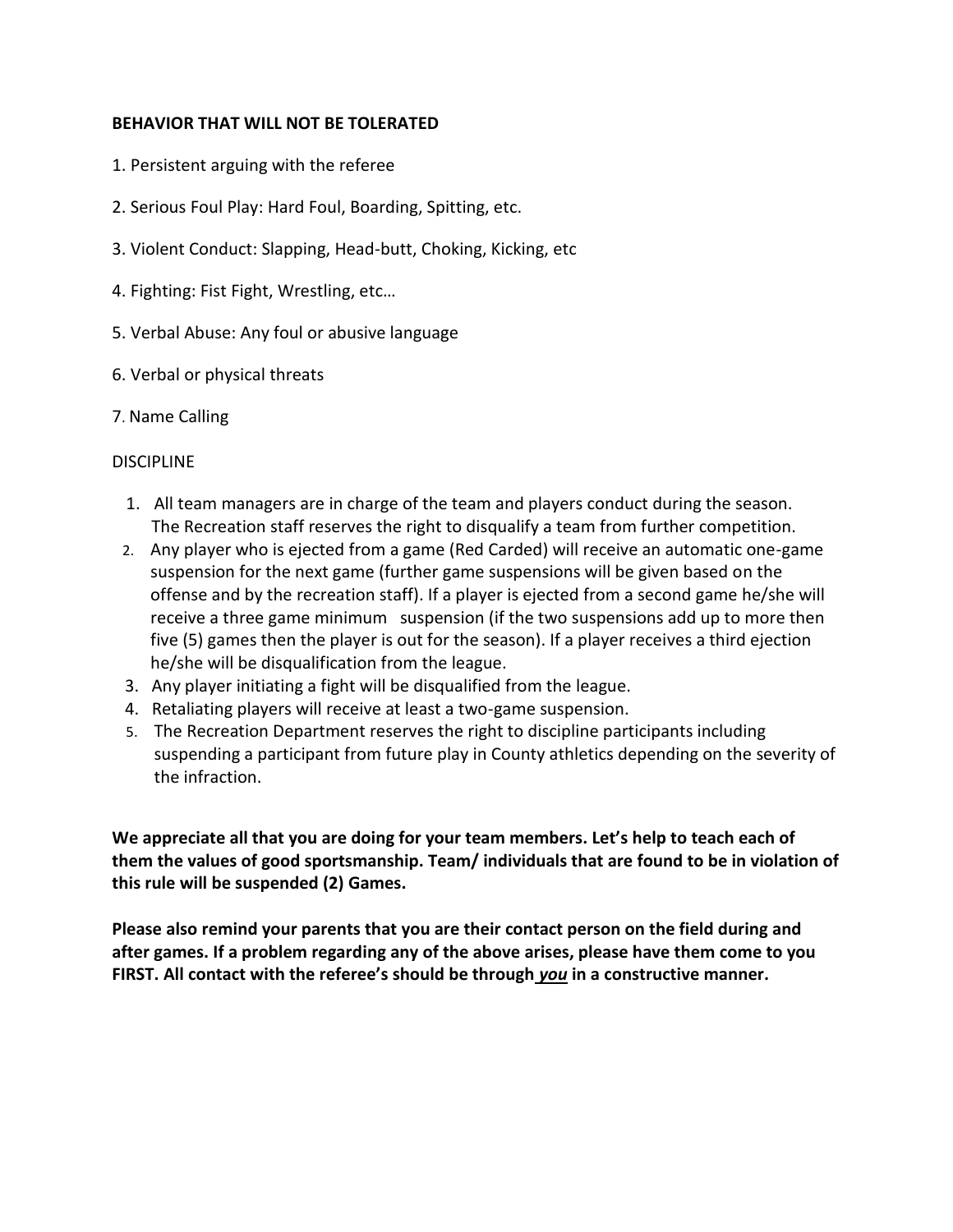**BEHAVIOR THAT WILL NOT BE TOLERATED**

1. Persistent arguing with the referee
2. Serious Foul Play: Hard Foul, Boarding, Spitting, etc.
3. Violent Conduct: Slapping, Head-butt, Choking, Kicking, etc
4. Fighting: Fist Fight, Wrestling, etc…
5. Verbal Abuse: Any foul or abusive language
6. Verbal or physical threats
7. Name Calling

DISCIPLINE

1. All team managers are in charge of the team and players conduct during the season. The Recreation staff reserves the right to disqualify a team from further competition.
2. Any player who is ejected from a game (Red Carded) will receive an automatic one-game suspension for the next game (further game suspensions will be given based on the offense and by the recreation staff). If a player is ejected from a second game he/she will receive a three game minimum suspension (if the two suspensions add up to more then five (5) games then the player is out for the season). If a player receives a third ejection he/she will be disqualification from the league.
3. Any player initiating a fight will be disqualified from the league.
4. Retaliating players will receive at least a two-game suspension.
5. The Recreation Department reserves the right to discipline participants including suspending a participant from future play in County athletics depending on the severity of the infraction.

**We appreciate all that you are doing for your team members. Let's help to teach each of them the values of good sportsmanship. Team/ individuals that are found to be in violation of this rule will be suspended (2) Games.**

**Please also remind your parents that you are their contact person on the field during and after games. If a problem regarding any of the above arises, please have them come to you FIRST. All contact with the referee's should be through *<u>you</u>* in a constructive manner.**